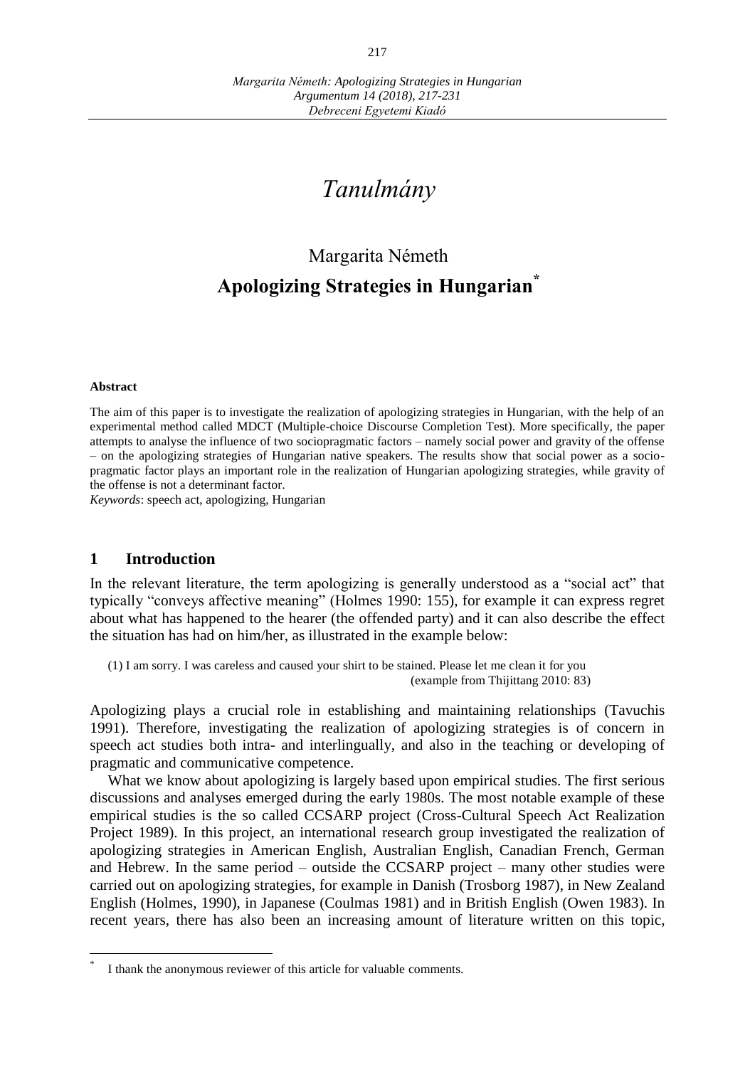# *Tanulmány*

## Margarita Németh

## **Apologizing Strategies in Hungarian***

**Abstract**

The aim of this paper is to investigate the realization of apologizing strategies in Hungarian, with the help of an experimental method called MDCT (Multiple-choice Discourse Completion Test). More specifically, the paper attempts to analyse the influence of two sociopragmatic factors – namely social power and gravity of the offense – on the apologizing strategies of Hungarian native speakers. The results show that social power as a sociopragmatic factor plays an important role in the realization of Hungarian apologizing strategies, while gravity of the offense is not a determinant factor.

*Keywords*: speech act, apologizing, Hungarian

## **1 Introduction**

In the relevant literature, the term apologizing is generally understood as a "social act" that typically "conveys affective meaning" (Holmes 1990: 155), for example it can express regret about what has happened to the hearer (the offended party) and it can also describe the effect the situation has had on him/her, as illustrated in the example below:

> (1) I am sorry. I was careless and caused your shirt to be stained. Please let me clean it for you
> (example from Thijittang 2010: 83)

Apologizing plays a crucial role in establishing and maintaining relationships (Tavuchis 1991). Therefore, investigating the realization of apologizing strategies is of concern in speech act studies both intra- and interlingually, and also in the teaching or developing of pragmatic and communicative competence.

What we know about apologizing is largely based upon empirical studies. The first serious discussions and analyses emerged during the early 1980s. The most notable example of these empirical studies is the so called CCSARP project (Cross-Cultural Speech Act Realization Project 1989). In this project, an international research group investigated the realization of apologizing strategies in American English, Australian English, Canadian French, German and Hebrew. In the same period – outside the CCSARP project – many other studies were carried out on apologizing strategies, for example in Danish (Trosborg 1987), in New Zealand English (Holmes, 1990), in Japanese (Coulmas 1981) and in British English (Owen 1983). In recent years, there has also been an increasing amount of literature written on this topic,

---

* I thank the anonymous reviewer of this article for valuable comments.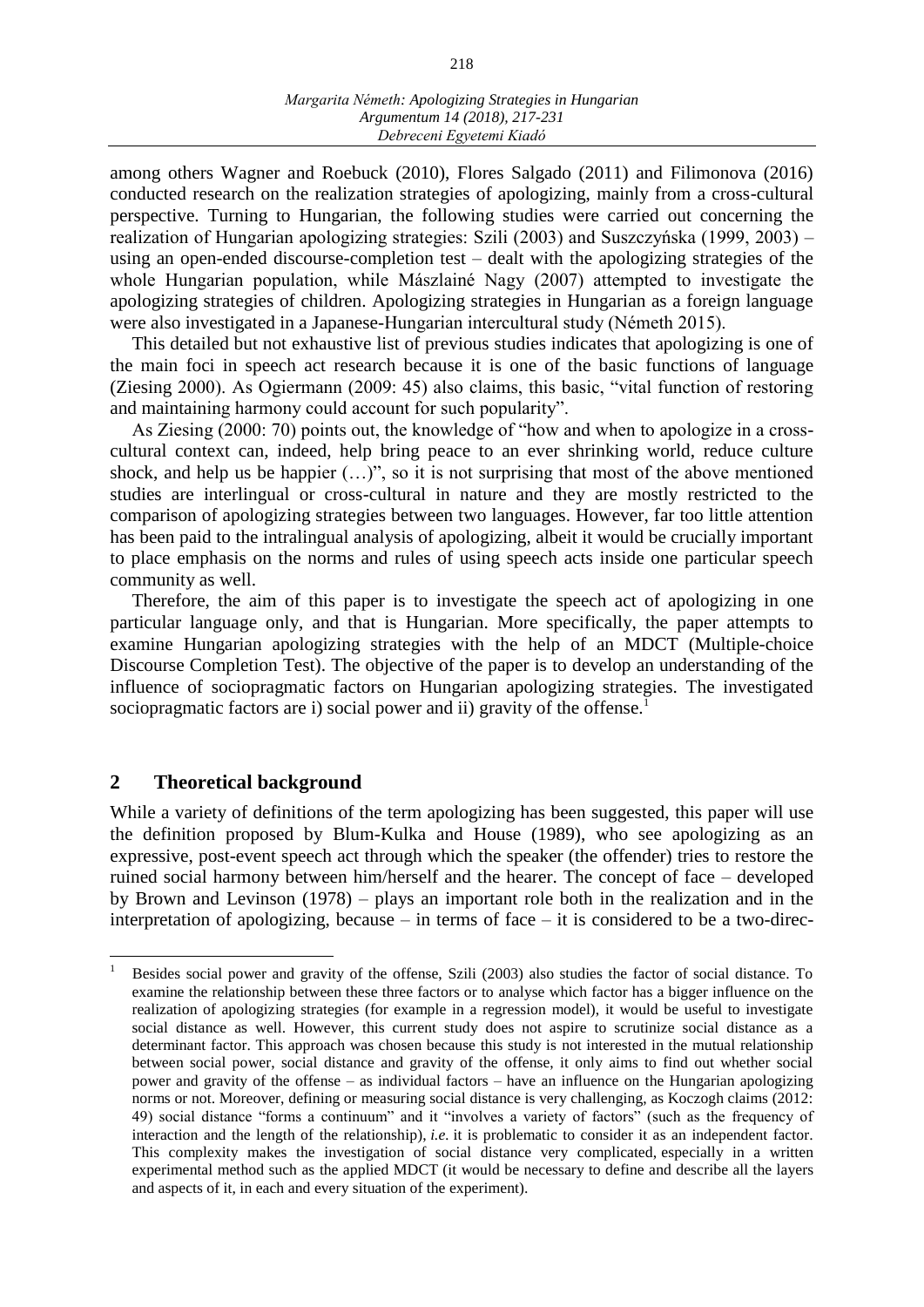among others Wagner and Roebuck (2010), Flores Salgado (2011) and Filimonova (2016) conducted research on the realization strategies of apologizing, mainly from a cross-cultural perspective. Turning to Hungarian, the following studies were carried out concerning the realization of Hungarian apologizing strategies: Szili (2003) and Suszczyńska (1999, 2003) – using an open-ended discourse-completion test – dealt with the apologizing strategies of the whole Hungarian population, while Mászlainé Nagy (2007) attempted to investigate the apologizing strategies of children. Apologizing strategies in Hungarian as a foreign language were also investigated in a Japanese-Hungarian intercultural study (Németh 2015).

This detailed but not exhaustive list of previous studies indicates that apologizing is one of the main foci in speech act research because it is one of the basic functions of language (Ziesing 2000). As Ogiermann (2009: 45) also claims, this basic, "vital function of restoring and maintaining harmony could account for such popularity".

As Ziesing (2000: 70) points out, the knowledge of "how and when to apologize in a cross-cultural context can, indeed, help bring peace to an ever shrinking world, reduce culture shock, and help us be happier (…)", so it is not surprising that most of the above mentioned studies are interlingual or cross-cultural in nature and they are mostly restricted to the comparison of apologizing strategies between two languages. However, far too little attention has been paid to the intralingual analysis of apologizing, albeit it would be crucially important to place emphasis on the norms and rules of using speech acts inside one particular speech community as well.

Therefore, the aim of this paper is to investigate the speech act of apologizing in one particular language only, and that is Hungarian. More specifically, the paper attempts to examine Hungarian apologizing strategies with the help of an MDCT (Multiple-choice Discourse Completion Test). The objective of the paper is to develop an understanding of the influence of sociopragmatic factors on Hungarian apologizing strategies. The investigated sociopragmatic factors are i) social power and ii) gravity of the offense.[1]

## 2 Theoretical background

While a variety of definitions of the term apologizing has been suggested, this paper will use the definition proposed by Blum-Kulka and House (1989), who see apologizing as an expressive, post-event speech act through which the speaker (the offender) tries to restore the ruined social harmony between him/herself and the hearer. The concept of face – developed by Brown and Levinson (1978) – plays an important role both in the realization and in the interpretation of apologizing, because – in terms of face – it is considered to be a two-direc-

[1] Besides social power and gravity of the offense, Szili (2003) also studies the factor of social distance. To examine the relationship between these three factors or to analyse which factor has a bigger influence on the realization of apologizing strategies (for example in a regression model), it would be useful to investigate social distance as well. However, this current study does not aspire to scrutinize social distance as a determinant factor. This approach was chosen because this study is not interested in the mutual relationship between social power, social distance and gravity of the offense, it only aims to find out whether social power and gravity of the offense – as individual factors – have an influence on the Hungarian apologizing norms or not. Moreover, defining or measuring social distance is very challenging, as Koczogh claims (2012: 49) social distance "forms a continuum" and it "involves a variety of factors" (such as the frequency of interaction and the length of the relationship), *i.e.* it is problematic to consider it as an independent factor. This complexity makes the investigation of social distance very complicated, especially in a written experimental method such as the applied MDCT (it would be necessary to define and describe all the layers and aspects of it, in each and every situation of the experiment).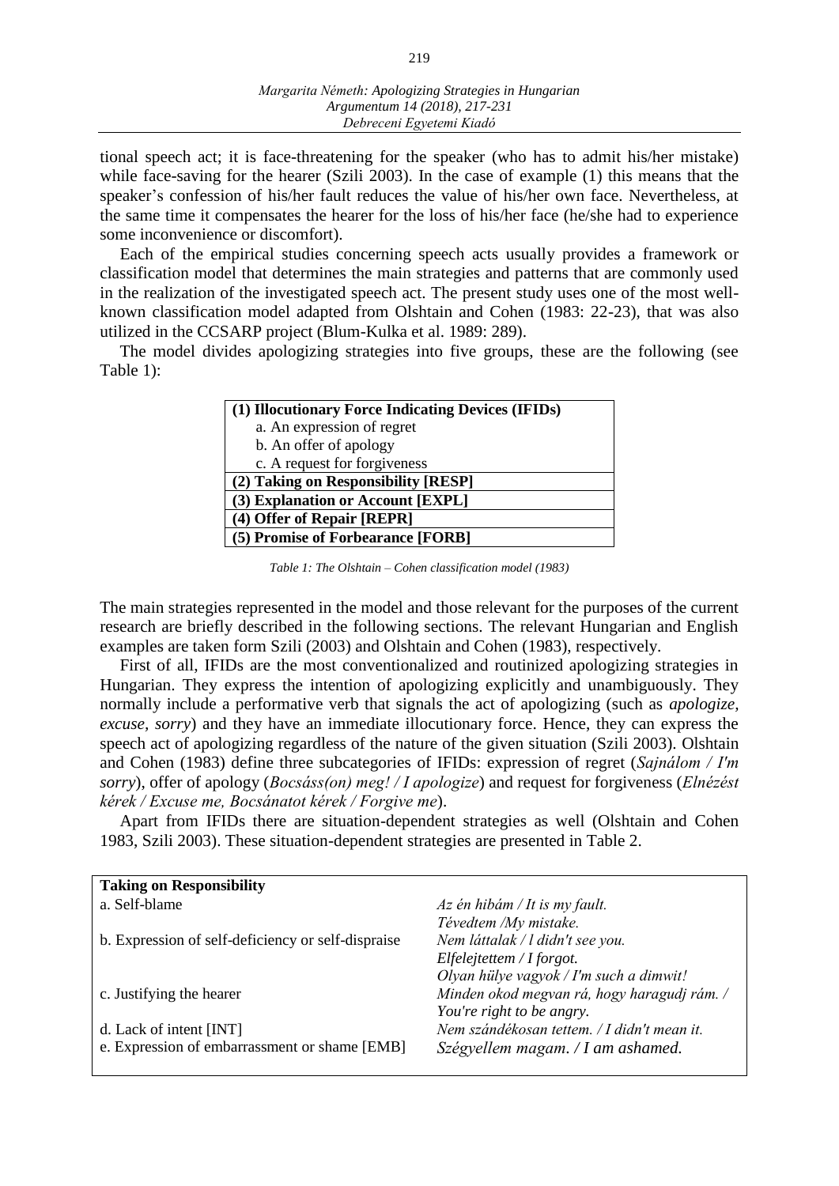tional speech act; it is face-threatening for the speaker (who has to admit his/her mistake) while face-saving for the hearer (Szili 2003). In the case of example (1) this means that the speaker's confession of his/her fault reduces the value of his/her own face. Nevertheless, at the same time it compensates the hearer for the loss of his/her face (he/she had to experience some inconvenience or discomfort).

Each of the empirical studies concerning speech acts usually provides a framework or classification model that determines the main strategies and patterns that are commonly used in the realization of the investigated speech act. The present study uses one of the most well-known classification model adapted from Olshtain and Cohen (1983: 22-23), that was also utilized in the CCSARP project (Blum-Kulka et al. 1989: 289).

The model divides apologizing strategies into five groups, these are the following (see Table 1):

| **(1) Illocutionary Force Indicating Devices (IFIDs)** |
|---|
| a. An expression of regret |
| b. An offer of apology |
| c. A request for forgiveness |
| **(2) Taking on Responsibility [RESP]** |
| **(3) Explanation or Account [EXPL]** |
| **(4) Offer of Repair [REPR]** |
| **(5) Promise of Forbearance [FORB]** |

*Table 1: The Olshtain – Cohen classification model (1983)*

The main strategies represented in the model and those relevant for the purposes of the current research are briefly described in the following sections. The relevant Hungarian and English examples are taken form Szili (2003) and Olshtain and Cohen (1983), respectively.

First of all, IFIDs are the most conventionalized and routinized apologizing strategies in Hungarian. They express the intention of apologizing explicitly and unambiguously. They normally include a performative verb that signals the act of apologizing (such as *apologize*, *excuse*, *sorry*) and they have an immediate illocutionary force. Hence, they can express the speech act of apologizing regardless of the nature of the given situation (Szili 2003). Olshtain and Cohen (1983) define three subcategories of IFIDs: expression of regret (*Sajnálom / I'm sorry*), offer of apology (*Bocsáss(on) meg! / I apologize*) and request for forgiveness (*Elnézést kérek / Excuse me, Bocsánatot kérek / Forgive me*).

Apart from IFIDs there are situation-dependent strategies as well (Olshtain and Cohen 1983, Szili 2003). These situation-dependent strategies are presented in Table 2.

| **Taking on Responsibility** | |
|---|---|
| a. Self-blame | *Az én hibám / It is my fault.* <br> *Tévedtem /My mistake.* |
| b. Expression of self-deficiency or self-dispraise | *Nem láttalak / I didn't see you.* <br> *Elfelejtettem / I forgot.* <br> *Olyan hülye vagyok / I'm such a dimwit!* |
| c. Justifying the hearer | *Minden okod megvan rá, hogy haragudj rám. / You're right to be angry.* |
| d. Lack of intent [INT] | *Nem szándékosan tettem. / I didn't mean it.* |
| e. Expression of embarrassment or shame [EMB] | *Szégyellem magam. / I am ashamed.* |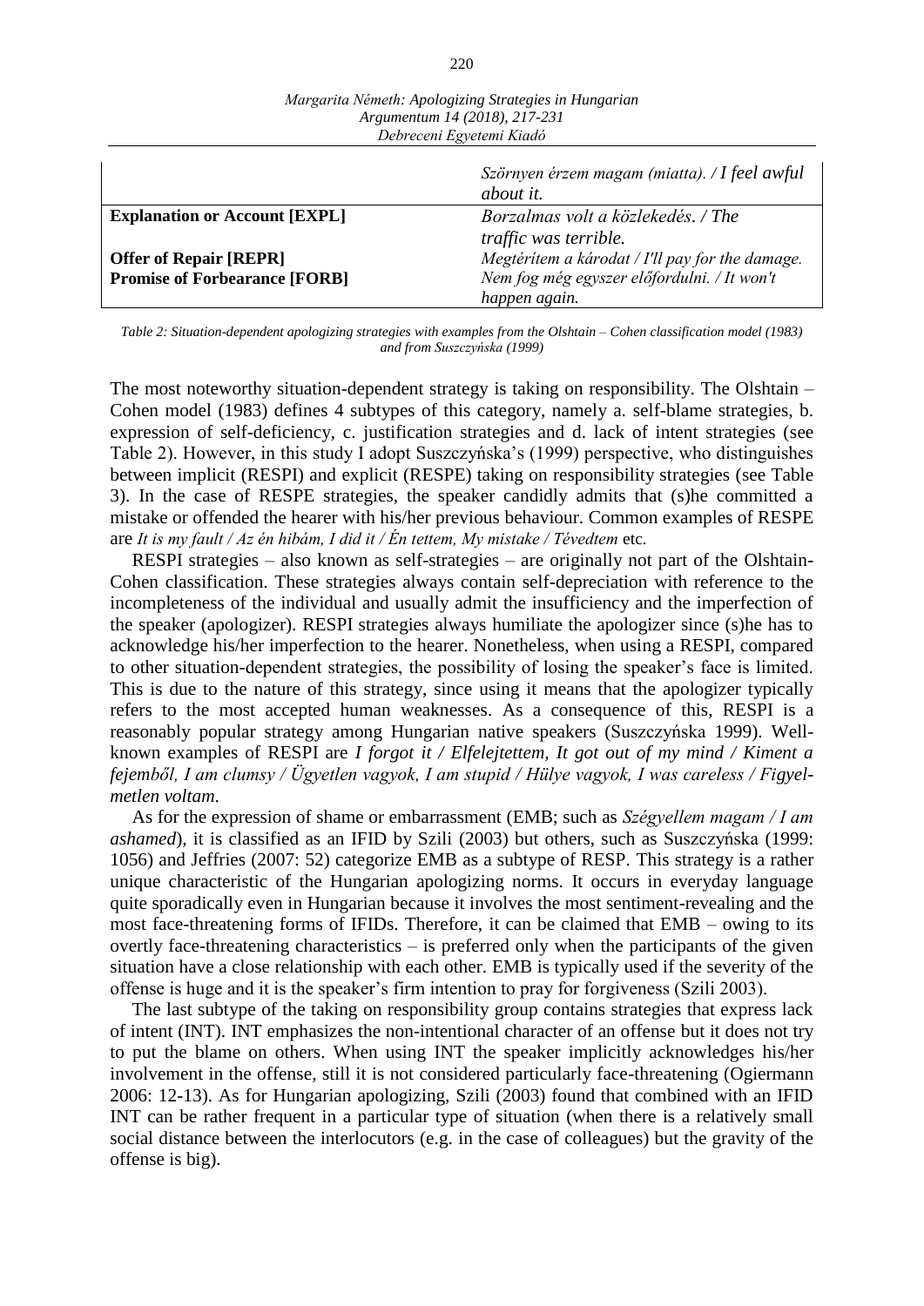| | |
|---|---|
| | *Szörnyen érzem magam (miatta). / I feel awful about it.* |
| **Explanation or Account [EXPL]** | *Borzalmas volt a közlekedés. / The traffic was terrible.* |
| **Offer of Repair [REPR]** | *Megtérítem a károdat / I'll pay for the damage.* |
| **Promise of Forbearance [FORB]** | *Nem fog még egyszer előfordulni. / It won't happen again.* |

*Table 2: Situation-dependent apologizing strategies with examples from the Olshtain – Cohen classification model (1983) and from Suszczyńska (1999)*

The most noteworthy situation-dependent strategy is taking on responsibility. The Olshtain – Cohen model (1983) defines 4 subtypes of this category, namely a. self-blame strategies, b. expression of self-deficiency, c. justification strategies and d. lack of intent strategies (see Table 2). However, in this study I adopt Suszczyńska's (1999) perspective, who distinguishes between implicit (RESPI) and explicit (RESPE) taking on responsibility strategies (see Table 3). In the case of RESPE strategies, the speaker candidly admits that (s)he committed a mistake or offended the hearer with his/her previous behaviour. Common examples of RESPE are *It is my fault / Az én hibám, I did it / Én tettem, My mistake / Tévedtem* etc.

RESPI strategies – also known as self-strategies – are originally not part of the Olshtain-Cohen classification. These strategies always contain self-depreciation with reference to the incompleteness of the individual and usually admit the insufficiency and the imperfection of the speaker (apologizer). RESPI strategies always humiliate the apologizer since (s)he has to acknowledge his/her imperfection to the hearer. Nonetheless, when using a RESPI, compared to other situation-dependent strategies, the possibility of losing the speaker's face is limited. This is due to the nature of this strategy, since using it means that the apologizer typically refers to the most accepted human weaknesses. As a consequence of this, RESPI is a reasonably popular strategy among Hungarian native speakers (Suszczyńska 1999). Well-known examples of RESPI are *I forgot it / Elfelejtettem, It got out of my mind / Kiment a fejemből, I am clumsy / Ügyetlen vagyok, I am stupid / Hülye vagyok, I was careless / Figyelmetlen voltam*.

As for the expression of shame or embarrassment (EMB; such as *Szégyellem magam / I am ashamed*), it is classified as an IFID by Szili (2003) but others, such as Suszczyńska (1999: 1056) and Jeffries (2007: 52) categorize EMB as a subtype of RESP. This strategy is a rather unique characteristic of the Hungarian apologizing norms. It occurs in everyday language quite sporadically even in Hungarian because it involves the most sentiment-revealing and the most face-threatening forms of IFIDs. Therefore, it can be claimed that EMB – owing to its overtly face-threatening characteristics – is preferred only when the participants of the given situation have a close relationship with each other. EMB is typically used if the severity of the offense is huge and it is the speaker's firm intention to pray for forgiveness (Szili 2003).

The last subtype of the taking on responsibility group contains strategies that express lack of intent (INT). INT emphasizes the non-intentional character of an offense but it does not try to put the blame on others. When using INT the speaker implicitly acknowledges his/her involvement in the offense, still it is not considered particularly face-threatening (Ogiermann 2006: 12-13). As for Hungarian apologizing, Szili (2003) found that combined with an IFID INT can be rather frequent in a particular type of situation (when there is a relatively small social distance between the interlocutors (e.g. in the case of colleagues) but the gravity of the offense is big).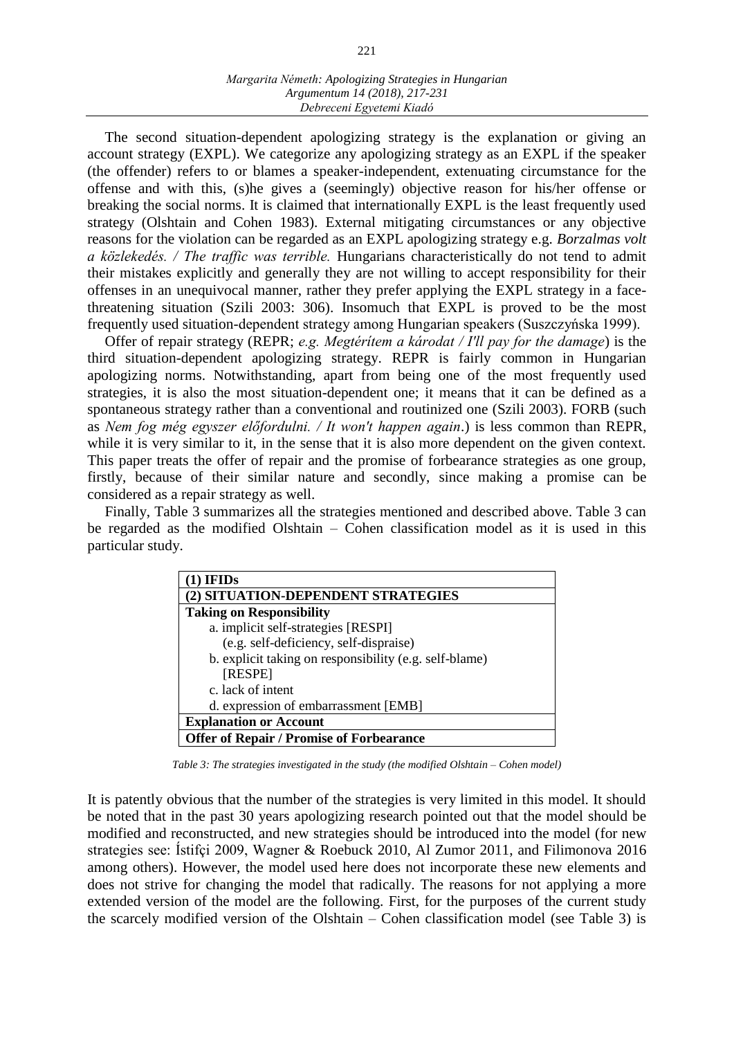The second situation-dependent apologizing strategy is the explanation or giving an account strategy (EXPL). We categorize any apologizing strategy as an EXPL if the speaker (the offender) refers to or blames a speaker-independent, extenuating circumstance for the offense and with this, (s)he gives a (seemingly) objective reason for his/her offense or breaking the social norms. It is claimed that internationally EXPL is the least frequently used strategy (Olshtain and Cohen 1983). External mitigating circumstances or any objective reasons for the violation can be regarded as an EXPL apologizing strategy e.g. *Borzalmas volt a közlekedés. / The traffic was terrible.* Hungarians characteristically do not tend to admit their mistakes explicitly and generally they are not willing to accept responsibility for their offenses in an unequivocal manner, rather they prefer applying the EXPL strategy in a face-threatening situation (Szili 2003: 306). Insomuch that EXPL is proved to be the most frequently used situation-dependent strategy among Hungarian speakers (Suszczyńska 1999).

Offer of repair strategy (REPR; *e.g. Megtérítem a károdat / I'll pay for the damage*) is the third situation-dependent apologizing strategy. REPR is fairly common in Hungarian apologizing norms. Notwithstanding, apart from being one of the most frequently used strategies, it is also the most situation-dependent one; it means that it can be defined as a spontaneous strategy rather than a conventional and routinized one (Szili 2003). FORB (such as *Nem fog még egyszer előfordulni. / It won't happen again*.) is less common than REPR, while it is very similar to it, in the sense that it is also more dependent on the given context. This paper treats the offer of repair and the promise of forbearance strategies as one group, firstly, because of their similar nature and secondly, since making a promise can be considered as a repair strategy as well.

Finally, Table 3 summarizes all the strategies mentioned and described above. Table 3 can be regarded as the modified Olshtain – Cohen classification model as it is used in this particular study.

| **(1) IFIDs** |
|---|
| **(2) SITUATION-DEPENDENT STRATEGIES** |
| **Taking on Responsibility**<br>a. implicit self-strategies [RESPI]<br>(e.g. self-deficiency, self-dispraise)<br>b. explicit taking on responsibility (e.g. self-blame) [RESPE]<br>c. lack of intent<br>d. expression of embarrassment [EMB] |
| **Explanation or Account** |
| **Offer of Repair / Promise of Forbearance** |

*Table 3: The strategies investigated in the study (the modified Olshtain – Cohen model)*

It is patently obvious that the number of the strategies is very limited in this model. It should be noted that in the past 30 years apologizing research pointed out that the model should be modified and reconstructed, and new strategies should be introduced into the model (for new strategies see: Ístifçi 2009, Wagner & Roebuck 2010, Al Zumor 2011, and Filimonova 2016 among others). However, the model used here does not incorporate these new elements and does not strive for changing the model that radically. The reasons for not applying a more extended version of the model are the following. First, for the purposes of the current study the scarcely modified version of the Olshtain – Cohen classification model (see Table 3) is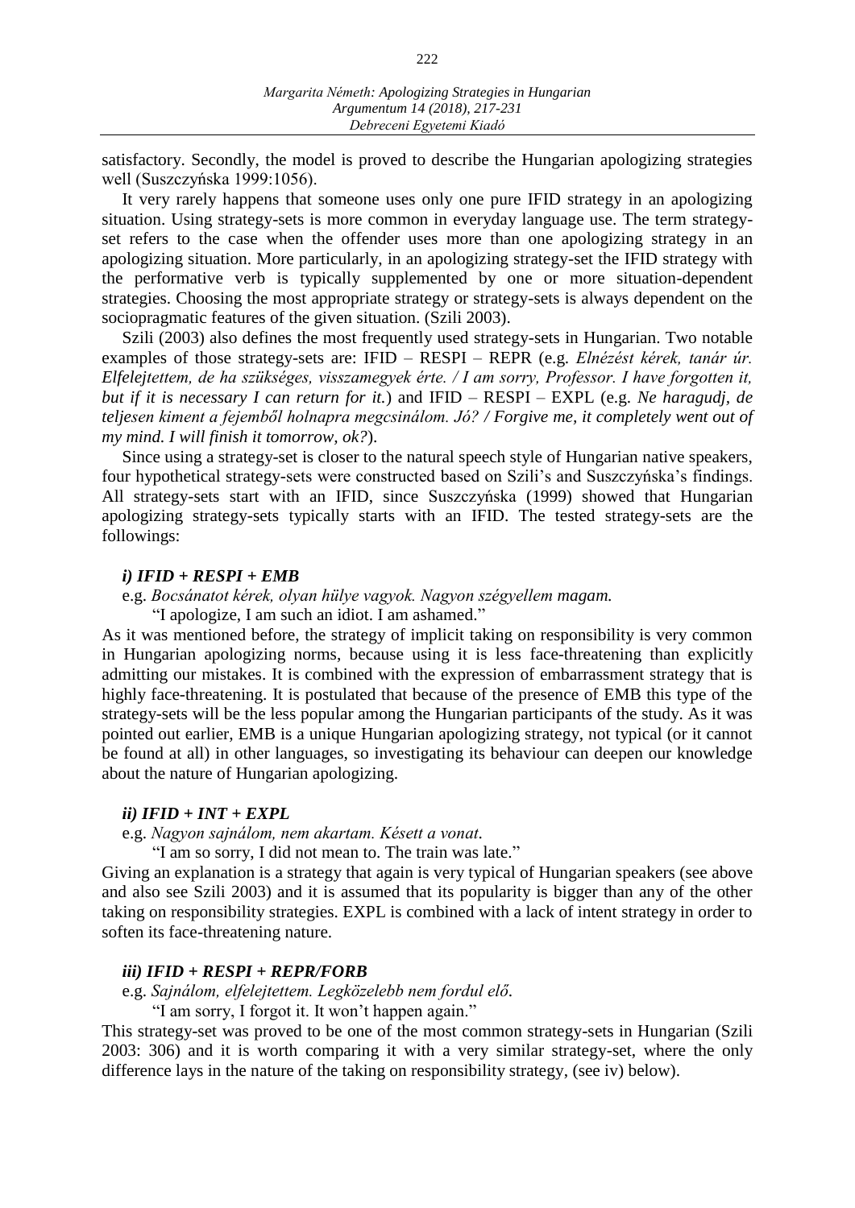satisfactory. Secondly, the model is proved to describe the Hungarian apologizing strategies well (Suszczyńska 1999:1056).

It very rarely happens that someone uses only one pure IFID strategy in an apologizing situation. Using strategy-sets is more common in everyday language use. The term strategy-set refers to the case when the offender uses more than one apologizing strategy in an apologizing situation. More particularly, in an apologizing strategy-set the IFID strategy with the performative verb is typically supplemented by one or more situation-dependent strategies. Choosing the most appropriate strategy or strategy-sets is always dependent on the sociopragmatic features of the given situation. (Szili 2003).

Szili (2003) also defines the most frequently used strategy-sets in Hungarian. Two notable examples of those strategy-sets are: IFID – RESPI – REPR (e.g. *Elnézést kérek, tanár úr. Elfelejtettem, de ha szükséges, visszamegyek érte. / I am sorry, Professor. I have forgotten it, but if it is necessary I can return for it.*) and IFID – RESPI – EXPL (e.g. *Ne haragudj, de teljesen kiment a fejemből holnapra megcsinálom. Jó? / Forgive me, it completely went out of my mind. I will finish it tomorrow, ok?*).

Since using a strategy-set is closer to the natural speech style of Hungarian native speakers, four hypothetical strategy-sets were constructed based on Szili's and Suszczyńska's findings. All strategy-sets start with an IFID, since Suszczyńska (1999) showed that Hungarian apologizing strategy-sets typically starts with an IFID. The tested strategy-sets are the followings:

***i) IFID + RESPI + EMB***

e.g. *Bocsánatot kérek, olyan hülye vagyok. Nagyon szégyellem magam.*

"I apologize, I am such an idiot. I am ashamed."

As it was mentioned before, the strategy of implicit taking on responsibility is very common in Hungarian apologizing norms, because using it is less face-threatening than explicitly admitting our mistakes. It is combined with the expression of embarrassment strategy that is highly face-threatening. It is postulated that because of the presence of EMB this type of the strategy-sets will be the less popular among the Hungarian participants of the study. As it was pointed out earlier, EMB is a unique Hungarian apologizing strategy, not typical (or it cannot be found at all) in other languages, so investigating its behaviour can deepen our knowledge about the nature of Hungarian apologizing.

***ii) IFID + INT + EXPL***

e.g. *Nagyon sajnálom, nem akartam. Késett a vonat.*

"I am so sorry, I did not mean to. The train was late."

Giving an explanation is a strategy that again is very typical of Hungarian speakers (see above and also see Szili 2003) and it is assumed that its popularity is bigger than any of the other taking on responsibility strategies. EXPL is combined with a lack of intent strategy in order to soften its face-threatening nature.

***iii) IFID + RESPI + REPR/FORB***

e.g. *Sajnálom, elfelejtettem. Legközelebb nem fordul elő.*

"I am sorry, I forgot it. It won't happen again."

This strategy-set was proved to be one of the most common strategy-sets in Hungarian (Szili 2003: 306) and it is worth comparing it with a very similar strategy-set, where the only difference lays in the nature of the taking on responsibility strategy, (see iv) below).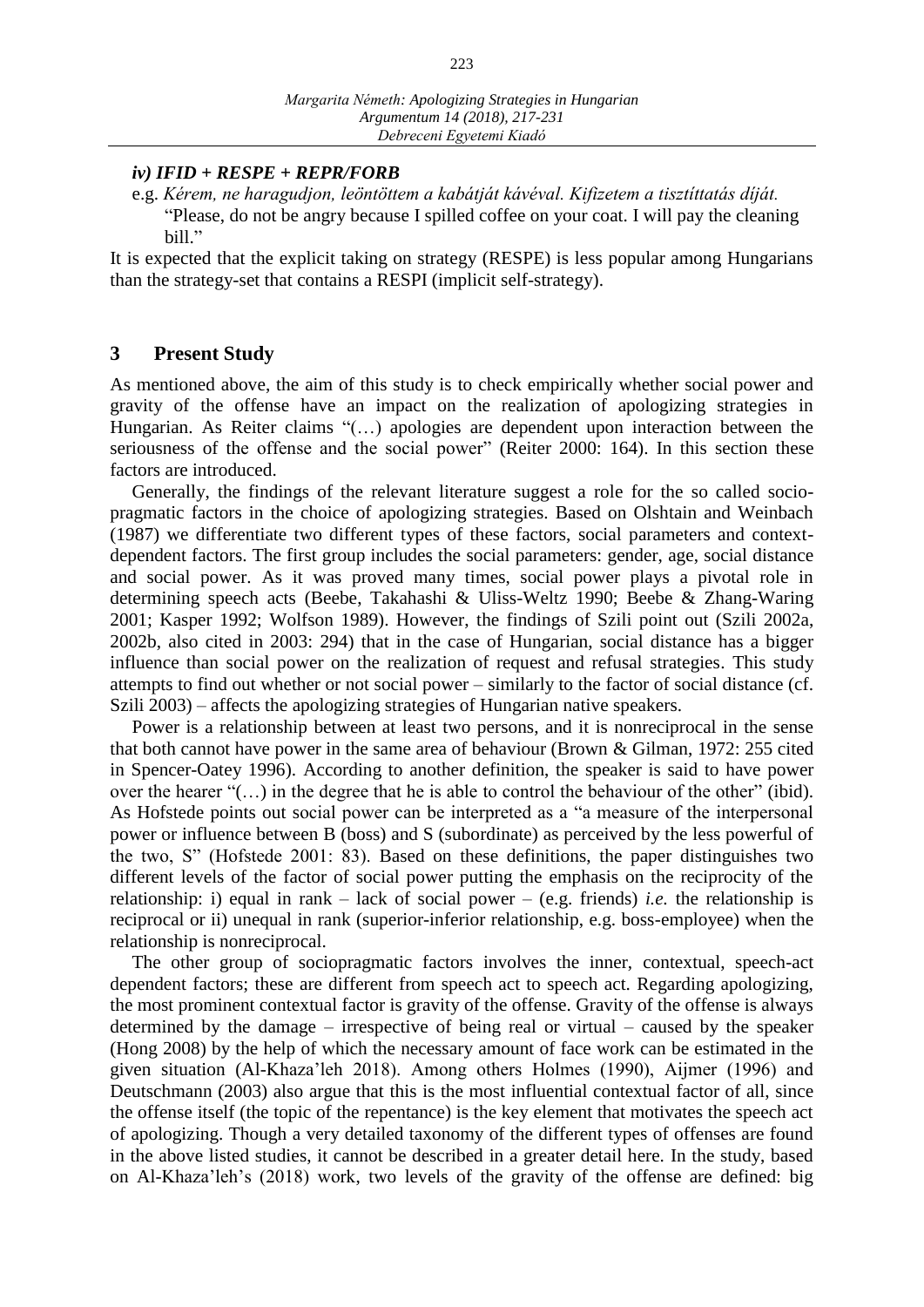### *iv) IFID + RESPE + REPR/FORB*

e.g. *Kérem, ne haragudjon, leöntöttem a kabátját kávéval. Kifizetem a tisztíttatás díját.*
"Please, do not be angry because I spilled coffee on your coat. I will pay the cleaning bill."

It is expected that the explicit taking on strategy (RESPE) is less popular among Hungarians than the strategy-set that contains a RESPI (implicit self-strategy).

## 3 Present Study

As mentioned above, the aim of this study is to check empirically whether social power and gravity of the offense have an impact on the realization of apologizing strategies in Hungarian. As Reiter claims "(…) apologies are dependent upon interaction between the seriousness of the offense and the social power" (Reiter 2000: 164). In this section these factors are introduced.

Generally, the findings of the relevant literature suggest a role for the so called socio-pragmatic factors in the choice of apologizing strategies. Based on Olshtain and Weinbach (1987) we differentiate two different types of these factors, social parameters and context-dependent factors. The first group includes the social parameters: gender, age, social distance and social power. As it was proved many times, social power plays a pivotal role in determining speech acts (Beebe, Takahashi & Uliss-Weltz 1990; Beebe & Zhang-Waring 2001; Kasper 1992; Wolfson 1989). However, the findings of Szili point out (Szili 2002a, 2002b, also cited in 2003: 294) that in the case of Hungarian, social distance has a bigger influence than social power on the realization of request and refusal strategies. This study attempts to find out whether or not social power – similarly to the factor of social distance (cf. Szili 2003) – affects the apologizing strategies of Hungarian native speakers.

Power is a relationship between at least two persons, and it is nonreciprocal in the sense that both cannot have power in the same area of behaviour (Brown & Gilman, 1972: 255 cited in Spencer-Oatey 1996). According to another definition, the speaker is said to have power over the hearer "(…) in the degree that he is able to control the behaviour of the other" (ibid). As Hofstede points out social power can be interpreted as a "a measure of the interpersonal power or influence between B (boss) and S (subordinate) as perceived by the less powerful of the two, S" (Hofstede 2001: 83). Based on these definitions, the paper distinguishes two different levels of the factor of social power putting the emphasis on the reciprocity of the relationship: i) equal in rank – lack of social power – (e.g. friends) *i.e.* the relationship is reciprocal or ii) unequal in rank (superior-inferior relationship, e.g. boss-employee) when the relationship is nonreciprocal.

The other group of sociopragmatic factors involves the inner, contextual, speech-act dependent factors; these are different from speech act to speech act. Regarding apologizing, the most prominent contextual factor is gravity of the offense. Gravity of the offense is always determined by the damage – irrespective of being real or virtual – caused by the speaker (Hong 2008) by the help of which the necessary amount of face work can be estimated in the given situation (Al-Khaza'leh 2018). Among others Holmes (1990), Aijmer (1996) and Deutschmann (2003) also argue that this is the most influential contextual factor of all, since the offense itself (the topic of the repentance) is the key element that motivates the speech act of apologizing. Though a very detailed taxonomy of the different types of offenses are found in the above listed studies, it cannot be described in a greater detail here. In the study, based on Al-Khaza'leh's (2018) work, two levels of the gravity of the offense are defined: big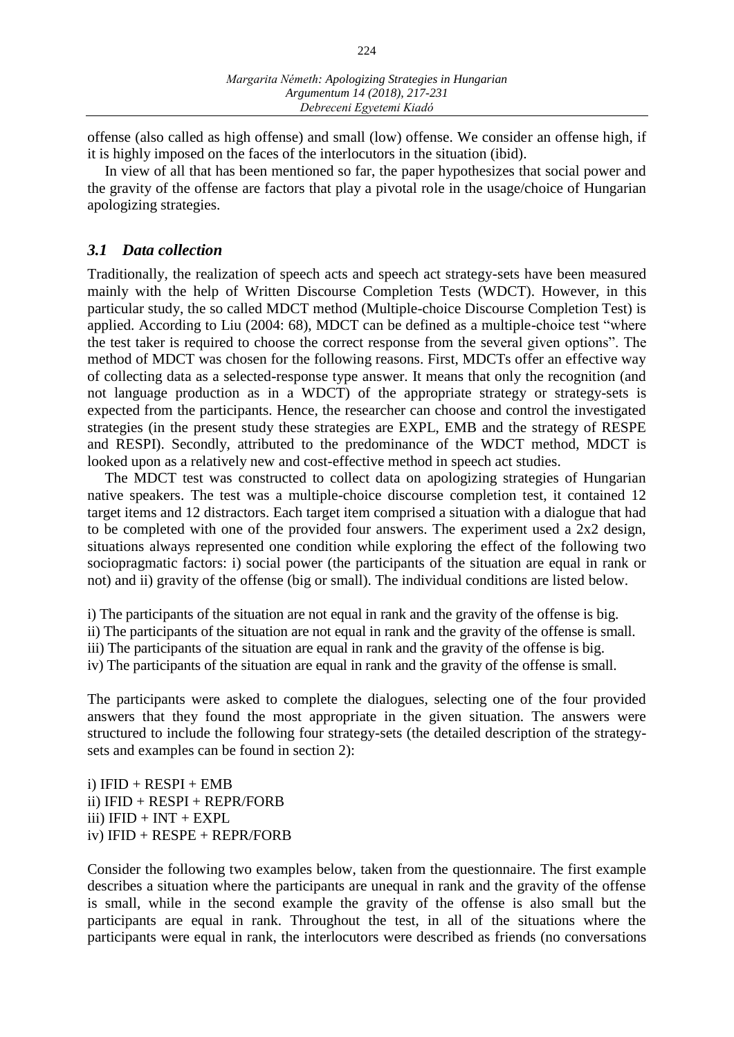offense (also called as high offense) and small (low) offense. We consider an offense high, if it is highly imposed on the faces of the interlocutors in the situation (ibid).

In view of all that has been mentioned so far, the paper hypothesizes that social power and the gravity of the offense are factors that play a pivotal role in the usage/choice of Hungarian apologizing strategies.

### *3.1 Data collection*

Traditionally, the realization of speech acts and speech act strategy-sets have been measured mainly with the help of Written Discourse Completion Tests (WDCT). However, in this particular study, the so called MDCT method (Multiple-choice Discourse Completion Test) is applied. According to Liu (2004: 68), MDCT can be defined as a multiple-choice test "where the test taker is required to choose the correct response from the several given options". The method of MDCT was chosen for the following reasons. First, MDCTs offer an effective way of collecting data as a selected-response type answer. It means that only the recognition (and not language production as in a WDCT) of the appropriate strategy or strategy-sets is expected from the participants. Hence, the researcher can choose and control the investigated strategies (in the present study these strategies are EXPL, EMB and the strategy of RESPE and RESPI). Secondly, attributed to the predominance of the WDCT method, MDCT is looked upon as a relatively new and cost-effective method in speech act studies.

The MDCT test was constructed to collect data on apologizing strategies of Hungarian native speakers. The test was a multiple-choice discourse completion test, it contained 12 target items and 12 distractors. Each target item comprised a situation with a dialogue that had to be completed with one of the provided four answers. The experiment used a 2x2 design, situations always represented one condition while exploring the effect of the following two sociopragmatic factors: i) social power (the participants of the situation are equal in rank or not) and ii) gravity of the offense (big or small). The individual conditions are listed below.

i) The participants of the situation are not equal in rank and the gravity of the offense is big.
ii) The participants of the situation are not equal in rank and the gravity of the offense is small.
iii) The participants of the situation are equal in rank and the gravity of the offense is big.
iv) The participants of the situation are equal in rank and the gravity of the offense is small.

The participants were asked to complete the dialogues, selecting one of the four provided answers that they found the most appropriate in the given situation. The answers were structured to include the following four strategy-sets (the detailed description of the strategy-sets and examples can be found in section 2):

i) IFID + RESPI + EMB
ii) IFID + RESPI + REPR/FORB
iii) IFID + INT + EXPL
iv) IFID + RESPE + REPR/FORB

Consider the following two examples below, taken from the questionnaire. The first example describes a situation where the participants are unequal in rank and the gravity of the offense is small, while in the second example the gravity of the offense is also small but the participants are equal in rank. Throughout the test, in all of the situations where the participants were equal in rank, the interlocutors were described as friends (no conversations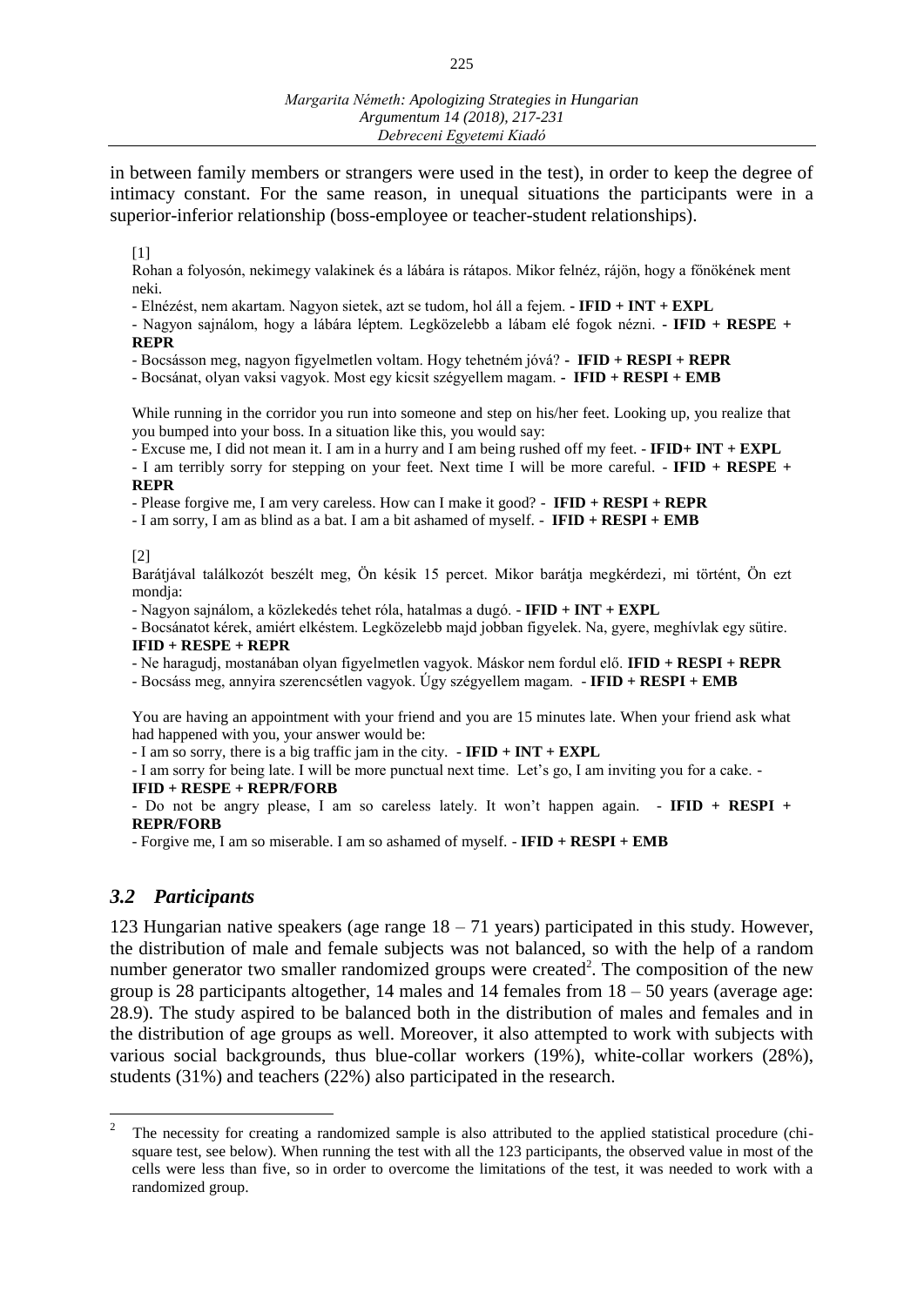in between family members or strangers were used in the test), in order to keep the degree of intimacy constant. For the same reason, in unequal situations the participants were in a superior-inferior relationship (boss-employee or teacher-student relationships).

[1]

Rohan a folyosón, nekimegy valakinek és a lábára is rátapos. Mikor felnéz, rájön, hogy a főnökének ment neki.

- Elnézést, nem akartam. Nagyon sietek, azt se tudom, hol áll a fejem. - **IFID + INT + EXPL**
- Nagyon sajnálom, hogy a lábára léptem. Legközelebb a lábam elé fogok nézni. - **IFID + RESPE + REPR**
- Bocsásson meg, nagyon figyelmetlen voltam. Hogy tehetném jóvá? - **IFID + RESPI + REPR**
- Bocsánat, olyan vaksi vagyok. Most egy kicsit szégyellem magam. - **IFID + RESPI + EMB**

While running in the corridor you run into someone and step on his/her feet. Looking up, you realize that you bumped into your boss. In a situation like this, you would say:

- Excuse me, I did not mean it. I am in a hurry and I am being rushed off my feet. - **IFID+ INT + EXPL**
- I am terribly sorry for stepping on your feet. Next time I will be more careful. - **IFID + RESPE + REPR**
- Please forgive me, I am very careless. How can I make it good? - **IFID + RESPI + REPR**
- I am sorry, I am as blind as a bat. I am a bit ashamed of myself. - **IFID + RESPI + EMB**

[2]

Barátjával találkozót beszélt meg, Ön késik 15 percet. Mikor barátja megkérdezi, mi történt, Ön ezt mondja:

- Nagyon sajnálom, a közlekedés tehet róla, hatalmas a dugó. - **IFID + INT + EXPL**
- Bocsánatot kérek, amiért elkéstem. Legközelebb majd jobban figyelek. Na, gyere, meghívlak egy sütire. **IFID + RESPE + REPR**
- Ne haragudj, mostanában olyan figyelmetlen vagyok. Máskor nem fordul elő. **IFID + RESPI + REPR**
- Bocsáss meg, annyira szerencsétlen vagyok. Úgy szégyellem magam. - **IFID + RESPI + EMB**

You are having an appointment with your friend and you are 15 minutes late. When your friend ask what had happened with you, your answer would be:

- I am so sorry, there is a big traffic jam in the city. - **IFID + INT + EXPL**
- I am sorry for being late. I will be more punctual next time. Let's go, I am inviting you for a cake. - **IFID + RESPE + REPR/FORB**
- Do not be angry please, I am so careless lately. It won't happen again. - **IFID + RESPI + REPR/FORB**
- Forgive me, I am so miserable. I am so ashamed of myself. - **IFID + RESPI + EMB**

### *3.2 Participants*

123 Hungarian native speakers (age range 18 – 71 years) participated in this study. However, the distribution of male and female subjects was not balanced, so with the help of a random number generator two smaller randomized groups were created[2]. The composition of the new group is 28 participants altogether, 14 males and 14 females from 18 – 50 years (average age: 28.9). The study aspired to be balanced both in the distribution of males and females and in the distribution of age groups as well. Moreover, it also attempted to work with subjects with various social backgrounds, thus blue-collar workers (19%), white-collar workers (28%), students (31%) and teachers (22%) also participated in the research.

---

[2] The necessity for creating a randomized sample is also attributed to the applied statistical procedure (chi-square test, see below). When running the test with all the 123 participants, the observed value in most of the cells were less than five, so in order to overcome the limitations of the test, it was needed to work with a randomized group.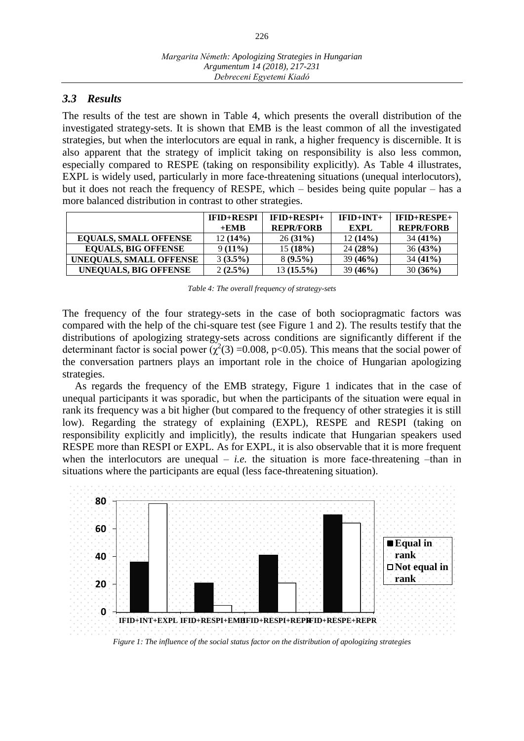### *3.3 Results*

The results of the test are shown in Table 4, which presents the overall distribution of the investigated strategy-sets. It is shown that EMB is the least common of all the investigated strategies, but when the interlocutors are equal in rank, a higher frequency is discernible. It is also apparent that the strategy of implicit taking on responsibility is also less common, especially compared to RESPE (taking on responsibility explicitly). As Table 4 illustrates, EXPL is widely used, particularly in more face-threatening situations (unequal interlocutors), but it does not reach the frequency of RESPE, which – besides being quite popular – has a more balanced distribution in contrast to other strategies.

| | **IFID+RESPI +EMB** | **IFID+RESPI+ REPR/FORB** | **IFID+INT+ EXPL** | **IFID+RESPE+ REPR/FORB** |
|---|---|---|---|---|
| **EQUALS, SMALL OFFENSE** | 12 **(14%)** | 26 **(31%)** | 12 **(14%)** | 34 **(41%)** |
| **EQUALS, BIG OFFENSE** | 9 **(11%)** | 15 **(18%)** | 24 **(28%)** | 36 **(43%)** |
| **UNEQUALS, SMALL OFFENSE** | 3 **(3.5%)** | 8 **(9.5%)** | 39 **(46%)** | 34 **(41%)** |
| **UNEQUALS, BIG OFFENSE** | 2 **(2.5%)** | 13 **(15.5%)** | 39 **(46%)** | 30 **(36%)** |

*Table 4: The overall frequency of strategy-sets*

The frequency of the four strategy-sets in the case of both sociopragmatic factors was compared with the help of the chi-square test (see Figure 1 and 2). The results testify that the distributions of apologizing strategy-sets across conditions are significantly different if the determinant factor is social power ($\chi^2(3)$ =0.008, $p<0.05$). This means that the social power of the conversation partners plays an important role in the choice of Hungarian apologizing strategies.

As regards the frequency of the EMB strategy, Figure 1 indicates that in the case of unequal participants it was sporadic, but when the participants of the situation were equal in rank its frequency was a bit higher (but compared to the frequency of other strategies it is still low). Regarding the strategy of explaining (EXPL), RESPE and RESPI (taking on responsibility explicitly and implicitly), the results indicate that Hungarian speakers used RESPE more than RESPI or EXPL. As for EXPL, it is also observable that it is more frequent when the interlocutors are unequal – *i.e.* the situation is more face-threatening –than in situations where the participants are equal (less face-threatening situation).

*Figure 1: The influence of the social status factor on the distribution of apologizing strategies*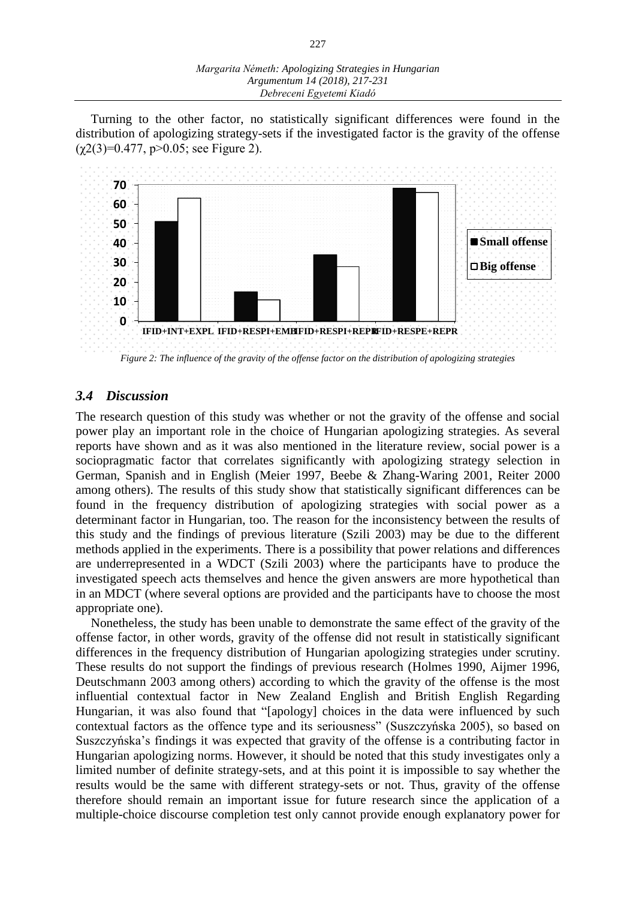Turning to the other factor, no statistically significant differences were found in the distribution of apologizing strategy-sets if the investigated factor is the gravity of the offense ($\chi2(3)=0.477$, $p>0.05$; see Figure 2).

*Figure 2: The influence of the gravity of the offense factor on the distribution of apologizing strategies*

### *3.4 Discussion*

The research question of this study was whether or not the gravity of the offense and social power play an important role in the choice of Hungarian apologizing strategies. As several reports have shown and as it was also mentioned in the literature review, social power is a sociopragmatic factor that correlates significantly with apologizing strategy selection in German, Spanish and in English (Meier 1997, Beebe & Zhang-Waring 2001, Reiter 2000 among others). The results of this study show that statistically significant differences can be found in the frequency distribution of apologizing strategies with social power as a determinant factor in Hungarian, too. The reason for the inconsistency between the results of this study and the findings of previous literature (Szili 2003) may be due to the different methods applied in the experiments. There is a possibility that power relations and differences are underrepresented in a WDCT (Szili 2003) where the participants have to produce the investigated speech acts themselves and hence the given answers are more hypothetical than in an MDCT (where several options are provided and the participants have to choose the most appropriate one).

Nonetheless, the study has been unable to demonstrate the same effect of the gravity of the offense factor, in other words, gravity of the offense did not result in statistically significant differences in the frequency distribution of Hungarian apologizing strategies under scrutiny. These results do not support the findings of previous research (Holmes 1990, Aijmer 1996, Deutschmann 2003 among others) according to which the gravity of the offense is the most influential contextual factor in New Zealand English and British English Regarding Hungarian, it was also found that "[apology] choices in the data were influenced by such contextual factors as the offence type and its seriousness" (Suszczyńska 2005), so based on Suszczyńska's findings it was expected that gravity of the offense is a contributing factor in Hungarian apologizing norms. However, it should be noted that this study investigates only a limited number of definite strategy-sets, and at this point it is impossible to say whether the results would be the same with different strategy-sets or not. Thus, gravity of the offense therefore should remain an important issue for future research since the application of a multiple-choice discourse completion test only cannot provide enough explanatory power for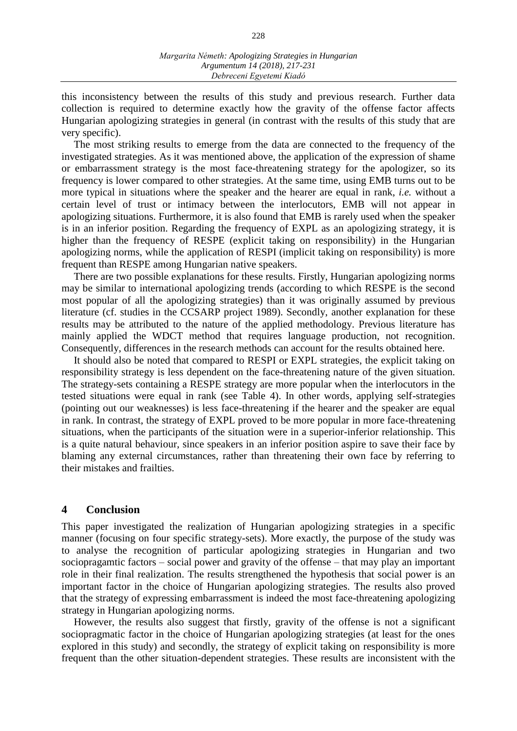this inconsistency between the results of this study and previous research. Further data collection is required to determine exactly how the gravity of the offense factor affects Hungarian apologizing strategies in general (in contrast with the results of this study that are very specific).

The most striking results to emerge from the data are connected to the frequency of the investigated strategies. As it was mentioned above, the application of the expression of shame or embarrassment strategy is the most face-threatening strategy for the apologizer, so its frequency is lower compared to other strategies. At the same time, using EMB turns out to be more typical in situations where the speaker and the hearer are equal in rank, *i.e.* without a certain level of trust or intimacy between the interlocutors, EMB will not appear in apologizing situations. Furthermore, it is also found that EMB is rarely used when the speaker is in an inferior position. Regarding the frequency of EXPL as an apologizing strategy, it is higher than the frequency of RESPE (explicit taking on responsibility) in the Hungarian apologizing norms, while the application of RESPI (implicit taking on responsibility) is more frequent than RESPE among Hungarian native speakers.

There are two possible explanations for these results. Firstly, Hungarian apologizing norms may be similar to international apologizing trends (according to which RESPE is the second most popular of all the apologizing strategies) than it was originally assumed by previous literature (cf. studies in the CCSARP project 1989). Secondly, another explanation for these results may be attributed to the nature of the applied methodology. Previous literature has mainly applied the WDCT method that requires language production, not recognition. Consequently, differences in the research methods can account for the results obtained here.

It should also be noted that compared to RESPI or EXPL strategies, the explicit taking on responsibility strategy is less dependent on the face-threatening nature of the given situation. The strategy-sets containing a RESPE strategy are more popular when the interlocutors in the tested situations were equal in rank (see Table 4). In other words, applying self-strategies (pointing out our weaknesses) is less face-threatening if the hearer and the speaker are equal in rank. In contrast, the strategy of EXPL proved to be more popular in more face-threatening situations, when the participants of the situation were in a superior-inferior relationship. This is a quite natural behaviour, since speakers in an inferior position aspire to save their face by blaming any external circumstances, rather than threatening their own face by referring to their mistakes and frailties.

## 4 Conclusion

This paper investigated the realization of Hungarian apologizing strategies in a specific manner (focusing on four specific strategy-sets). More exactly, the purpose of the study was to analyse the recognition of particular apologizing strategies in Hungarian and two sociopragamtic factors – social power and gravity of the offense – that may play an important role in their final realization. The results strengthened the hypothesis that social power is an important factor in the choice of Hungarian apologizing strategies. The results also proved that the strategy of expressing embarrassment is indeed the most face-threatening apologizing strategy in Hungarian apologizing norms.

However, the results also suggest that firstly, gravity of the offense is not a significant sociopragmatic factor in the choice of Hungarian apologizing strategies (at least for the ones explored in this study) and secondly, the strategy of explicit taking on responsibility is more frequent than the other situation-dependent strategies. These results are inconsistent with the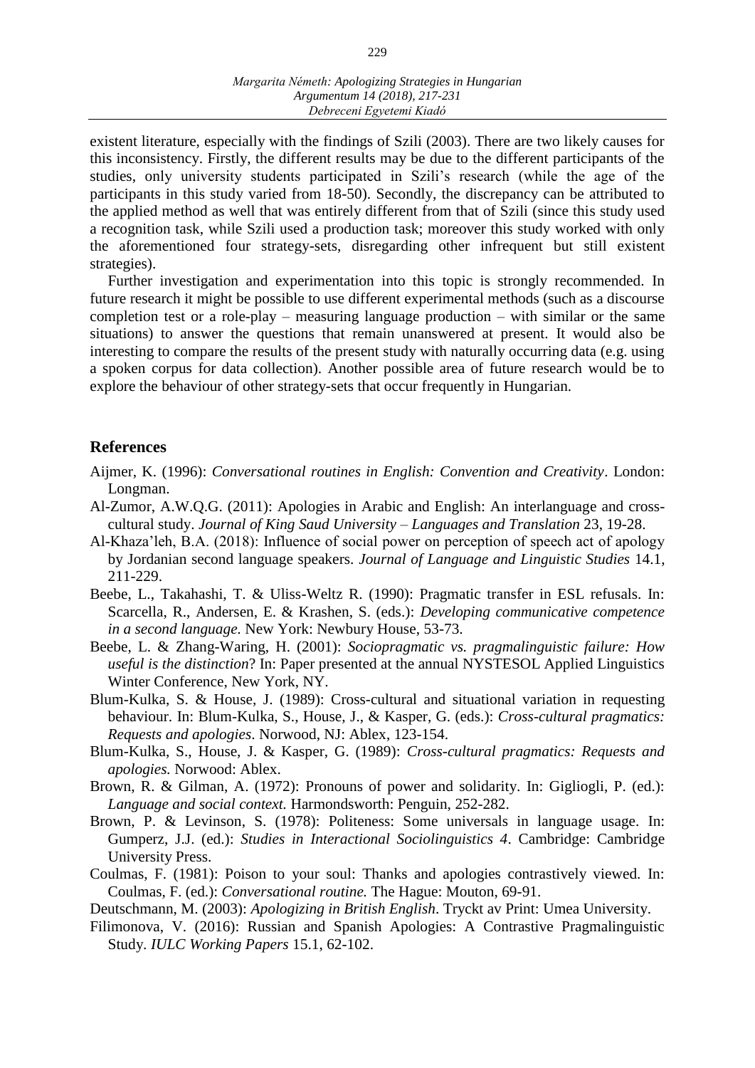existent literature, especially with the findings of Szili (2003). There are two likely causes for this inconsistency. Firstly, the different results may be due to the different participants of the studies, only university students participated in Szili's research (while the age of the participants in this study varied from 18-50). Secondly, the discrepancy can be attributed to the applied method as well that was entirely different from that of Szili (since this study used a recognition task, while Szili used a production task; moreover this study worked with only the aforementioned four strategy-sets, disregarding other infrequent but still existent strategies).

Further investigation and experimentation into this topic is strongly recommended. In future research it might be possible to use different experimental methods (such as a discourse completion test or a role-play – measuring language production – with similar or the same situations) to answer the questions that remain unanswered at present. It would also be interesting to compare the results of the present study with naturally occurring data (e.g. using a spoken corpus for data collection). Another possible area of future research would be to explore the behaviour of other strategy-sets that occur frequently in Hungarian.

## References

Aijmer, K. (1996): *Conversational routines in English: Convention and Creativity*. London: Longman.

Al-Zumor, A.W.Q.G. (2011): Apologies in Arabic and English: An interlanguage and cross-cultural study. *Journal of King Saud University – Languages and Translation* 23, 19-28.

Al-Khaza'leh, B.A. (2018): Influence of social power on perception of speech act of apology by Jordanian second language speakers. *Journal of Language and Linguistic Studies* 14.1, 211-229.

Beebe, L., Takahashi, T. & Uliss-Weltz R. (1990): Pragmatic transfer in ESL refusals. In: Scarcella, R., Andersen, E. & Krashen, S. (eds.): *Developing communicative competence in a second language.* New York: Newbury House, 53-73.

Beebe, L. & Zhang-Waring, H. (2001): *Sociopragmatic vs. pragmalinguistic failure: How useful is the distinction*? In: Paper presented at the annual NYSTESOL Applied Linguistics Winter Conference, New York, NY.

Blum-Kulka, S. & House, J. (1989): Cross-cultural and situational variation in requesting behaviour. In: Blum-Kulka, S., House, J., & Kasper, G. (eds.): *Cross-cultural pragmatics: Requests and apologies*. Norwood, NJ: Ablex, 123-154.

Blum-Kulka, S., House, J. & Kasper, G. (1989): *Cross-cultural pragmatics: Requests and apologies.* Norwood: Ablex.

Brown, R. & Gilman, A. (1972): Pronouns of power and solidarity. In: Gigliogli, P. (ed.): *Language and social context.* Harmondsworth: Penguin, 252-282.

Brown, P. & Levinson, S. (1978): Politeness: Some universals in language usage. In: Gumperz, J.J. (ed.): *Studies in Interactional Sociolinguistics 4*. Cambridge: Cambridge University Press.

Coulmas, F. (1981): Poison to your soul: Thanks and apologies contrastively viewed. In: Coulmas, F. (ed.): *Conversational routine.* The Hague: Mouton, 69-91.

Deutschmann, M. (2003): *Apologizing in British English*. Tryckt av Print: Umea University.

Filimonova, V. (2016): Russian and Spanish Apologies: A Contrastive Pragmalinguistic Study. *IULC Working Papers* 15.1, 62-102.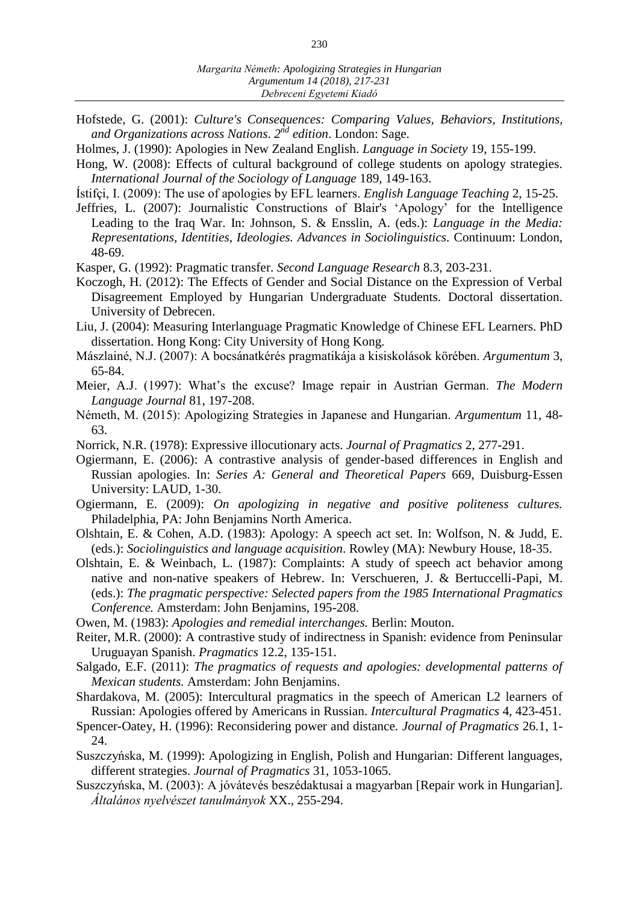Hofstede, G. (2001): *Culture's Consequences: Comparing Values, Behaviors, Institutions, and Organizations across Nations*. *2nd edition*. London: Sage.

Holmes, J. (1990): Apologies in New Zealand English. *Language in Society* 19, 155-199.

Hong, W. (2008): Effects of cultural background of college students on apology strategies. *International Journal of the Sociology of Language* 189, 149-163.

Ístifçi, I. (2009): The use of apologies by EFL learners. *English Language Teaching* 2, 15-25.

Jeffries, L. (2007): Journalistic Constructions of Blair's 'Apology' for the Intelligence Leading to the Iraq War. In: Johnson, S. & Ensslin, A. (eds.): *Language in the Media: Representations, Identities, Ideologies. Advances in Sociolinguistics*. Continuum: London, 48-69.

Kasper, G. (1992): Pragmatic transfer. *Second Language Research* 8.3, 203-231.

Koczogh, H. (2012): The Effects of Gender and Social Distance on the Expression of Verbal Disagreement Employed by Hungarian Undergraduate Students. Doctoral dissertation. University of Debrecen.

Liu, J. (2004): Measuring Interlanguage Pragmatic Knowledge of Chinese EFL Learners. PhD dissertation. Hong Kong: City University of Hong Kong.

Mászlainé, N.J. (2007): A bocsánatkérés pragmatikája a kisiskolások körében. *Argumentum* 3, 65-84.

Meier, A.J. (1997): What's the excuse? Image repair in Austrian German. *The Modern Language Journal* 81, 197-208.

Németh, M. (2015): Apologizing Strategies in Japanese and Hungarian. *Argumentum* 11, 48-63.

Norrick, N.R. (1978): Expressive illocutionary acts. *Journal of Pragmatics* 2, 277-291.

Ogiermann, E. (2006): A contrastive analysis of gender-based differences in English and Russian apologies. In: *Series A: General and Theoretical Papers* 669, Duisburg-Essen University: LAUD, 1-30.

Ogiermann, E. (2009): *On apologizing in negative and positive politeness cultures.* Philadelphia, PA: John Benjamins North America.

Olshtain, E. & Cohen, A.D. (1983): Apology: A speech act set. In: Wolfson, N. & Judd, E. (eds.): *Sociolinguistics and language acquisition*. Rowley (MA): Newbury House, 18-35.

Olshtain, E. & Weinbach, L. (1987): Complaints: A study of speech act behavior among native and non-native speakers of Hebrew. In: Verschueren, J. & Bertuccelli-Papi, M. (eds.): *The pragmatic perspective: Selected papers from the 1985 International Pragmatics Conference.* Amsterdam: John Benjamins, 195-208.

Owen, M. (1983): *Apologies and remedial interchanges.* Berlin: Mouton.

Reiter, M.R. (2000): A contrastive study of indirectness in Spanish: evidence from Peninsular Uruguayan Spanish. *Pragmatics* 12.2, 135-151.

Salgado, E.F. (2011): *The pragmatics of requests and apologies: developmental patterns of Mexican students.* Amsterdam: John Benjamins.

Shardakova, M. (2005): Intercultural pragmatics in the speech of American L2 learners of Russian: Apologies offered by Americans in Russian. *Intercultural Pragmatics* 4, 423-451.

Spencer-Oatey, H. (1996): Reconsidering power and distance. *Journal of Pragmatics* 26.1, 1-24.

Suszczyńska, M. (1999): Apologizing in English, Polish and Hungarian: Different languages, different strategies. *Journal of Pragmatics* 31, 1053-1065.

Suszczyńska, M. (2003): A jóvátevés beszédaktusai a magyarban [Repair work in Hungarian]. *Általános nyelvészet tanulmányok* XX., 255-294.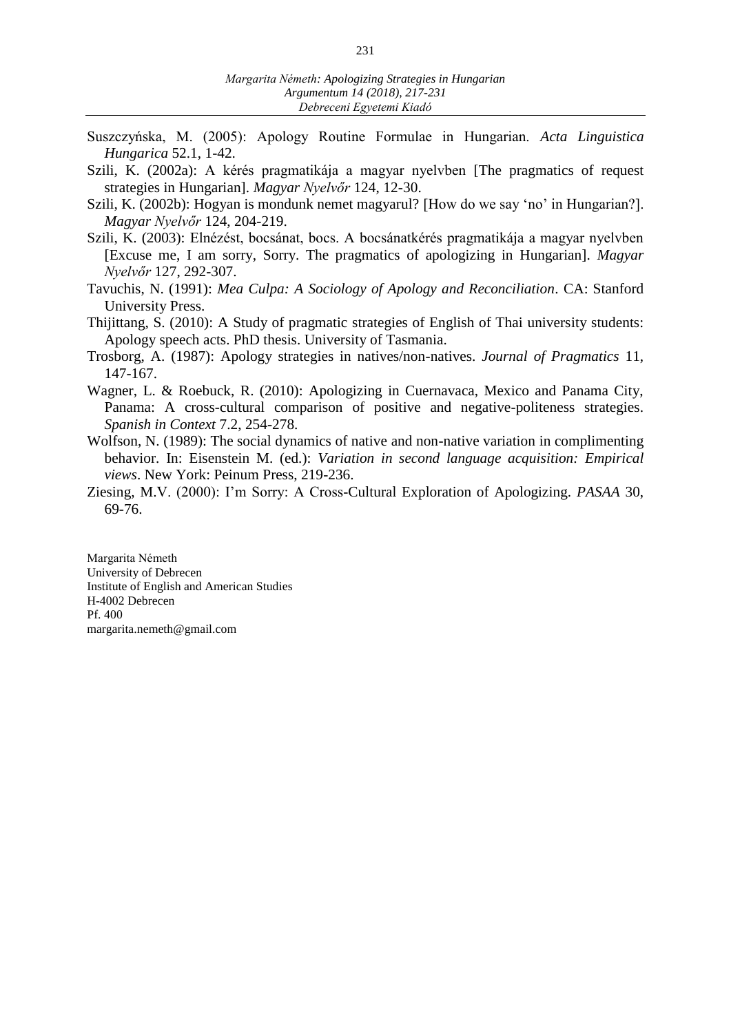Suszczyńska, M. (2005): Apology Routine Formulae in Hungarian. *Acta Linguistica Hungarica* 52.1, 1-42.

Szili, K. (2002a): A kérés pragmatikája a magyar nyelvben [The pragmatics of request strategies in Hungarian]. *Magyar Nyelvőr* 124, 12-30.

Szili, K. (2002b): Hogyan is mondunk nemet magyarul? [How do we say 'no' in Hungarian?]. *Magyar Nyelvőr* 124, 204-219.

Szili, K. (2003): Elnézést, bocsánat, bocs. A bocsánatkérés pragmatikája a magyar nyelvben [Excuse me, I am sorry, Sorry. The pragmatics of apologizing in Hungarian]. *Magyar Nyelvőr* 127, 292-307.

Tavuchis, N. (1991): *Mea Culpa: A Sociology of Apology and Reconciliation*. CA: Stanford University Press.

Thijittang, S. (2010): A Study of pragmatic strategies of English of Thai university students: Apology speech acts. PhD thesis. University of Tasmania.

Trosborg, A. (1987): Apology strategies in natives/non-natives. *Journal of Pragmatics* 11, 147-167.

Wagner, L. & Roebuck, R. (2010): Apologizing in Cuernavaca, Mexico and Panama City, Panama: A cross-cultural comparison of positive and negative-politeness strategies. *Spanish in Context* 7.2, 254-278.

Wolfson, N. (1989): The social dynamics of native and non-native variation in complimenting behavior. In: Eisenstein M. (ed.): *Variation in second language acquisition: Empirical views*. New York: Peinum Press, 219-236.

Ziesing, M.V. (2000): I'm Sorry: A Cross-Cultural Exploration of Apologizing. *PASAA* 30, 69-76.

Margarita Németh
University of Debrecen
Institute of English and American Studies
H-4002 Debrecen
Pf. 400
margarita.nemeth@gmail.com